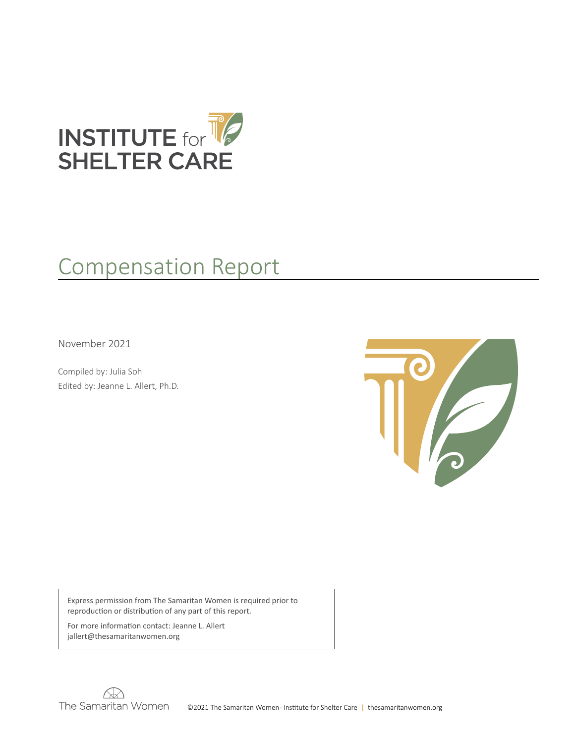INSTITUTE for SHELTER CARE

# Compensation Report

November 2021

Compiled by: Julia Soh

Edited by: Jeanne L. Allert, Ph.D.

Express permission from The Samaritan Women is required prior to reproduction or distribution of any part of this report.

For more information contact: Jeanne L. Allert
jallert@thesamaritanwomen.org

The Samaritan Women

©2021 The Samaritan Women- Institute for Shelter Care | thesamaritanwomen.org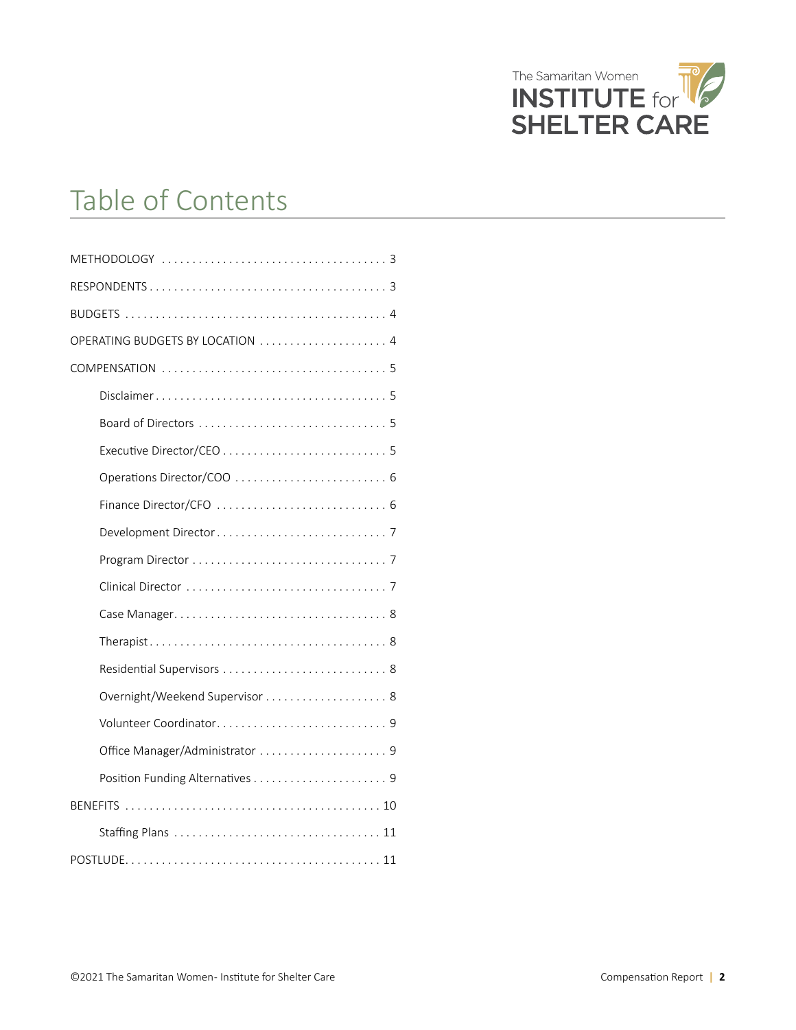# Table of Contents

- METHODOLOGY . . . . . 3
- RESPONDENTS . . . . . 3
- BUDGETS . . . . . 4
- OPERATING BUDGETS BY LOCATION . . . . . 4
- COMPENSATION . . . . . 5
  - Disclaimer . . . . . 5
  - Board of Directors . . . . . 5
  - Executive Director/CEO . . . . . 5
  - Operations Director/COO . . . . . 6
  - Finance Director/CFO . . . . . 6
  - Development Director . . . . . 7
  - Program Director . . . . . 7
  - Clinical Director . . . . . 7
  - Case Manager . . . . . 8
  - Therapist . . . . . 8
  - Residential Supervisors . . . . . 8
  - Overnight/Weekend Supervisor . . . . . 8
  - Volunteer Coordinator . . . . . 9
  - Office Manager/Administrator . . . . . 9
  - Position Funding Alternatives . . . . . 9
- BENEFITS . . . . . 10
  - Staffing Plans . . . . . 11
- POSTLUDE . . . . . 11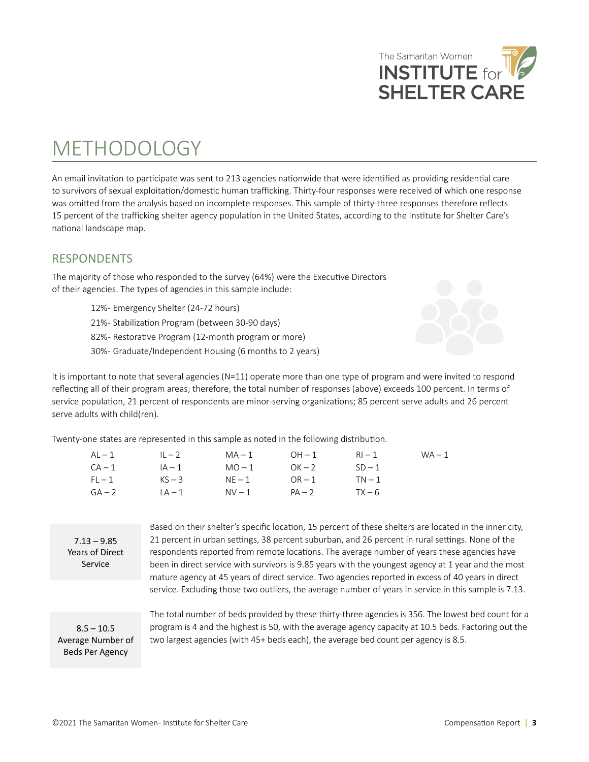# METHODOLOGY

An email invitation to participate was sent to 213 agencies nationwide that were identified as providing residential care to survivors of sexual exploitation/domestic human trafficking. Thirty-four responses were received of which one response was omitted from the analysis based on incomplete responses. This sample of thirty-three responses therefore reflects 15 percent of the trafficking shelter agency population in the United States, according to the Institute for Shelter Care's national landscape map.

## RESPONDENTS

The majority of those who responded to the survey (64%) were the Executive Directors of their agencies. The types of agencies in this sample include:

- 12%- Emergency Shelter (24-72 hours)
- 21%- Stabilization Program (between 30-90 days)
- 82%- Restorative Program (12-month program or more)
- 30%- Graduate/Independent Housing (6 months to 2 years)

It is important to note that several agencies (N=11) operate more than one type of program and were invited to respond reflecting all of their program areas; therefore, the total number of responses (above) exceeds 100 percent. In terms of service population, 21 percent of respondents are minor-serving organizations; 85 percent serve adults and 26 percent serve adults with child(ren).

Twenty-one states are represented in this sample as noted in the following distribution.

| | | | | | |
|---|---|---|---|---|---|
| AL – 1 | IL – 2 | MA – 1 | OH – 1 | RI – 1 | WA – 1 |
| CA – 1 | IA – 1 | MO – 1 | OK – 2 | SD – 1 | |
| FL – 1 | KS – 3 | NE – 1 | OR – 1 | TN – 1 | |
| GA – 2 | LA – 1 | NV – 1 | PA – 2 | TX – 6 | |

**7.13 – 9.85 Years of Direct Service**

Based on their shelter's specific location, 15 percent of these shelters are located in the inner city, 21 percent in urban settings, 38 percent suburban, and 26 percent in rural settings. None of the respondents reported from remote locations. The average number of years these agencies have been in direct service with survivors is 9.85 years with the youngest agency at 1 year and the most mature agency at 45 years of direct service. Two agencies reported in excess of 40 years in direct service. Excluding those two outliers, the average number of years in service in this sample is 7.13.

**8.5 – 10.5 Average Number of Beds Per Agency**

The total number of beds provided by these thirty-three agencies is 356. The lowest bed count for a program is 4 and the highest is 50, with the average agency capacity at 10.5 beds. Factoring out the two largest agencies (with 45+ beds each), the average bed count per agency is 8.5.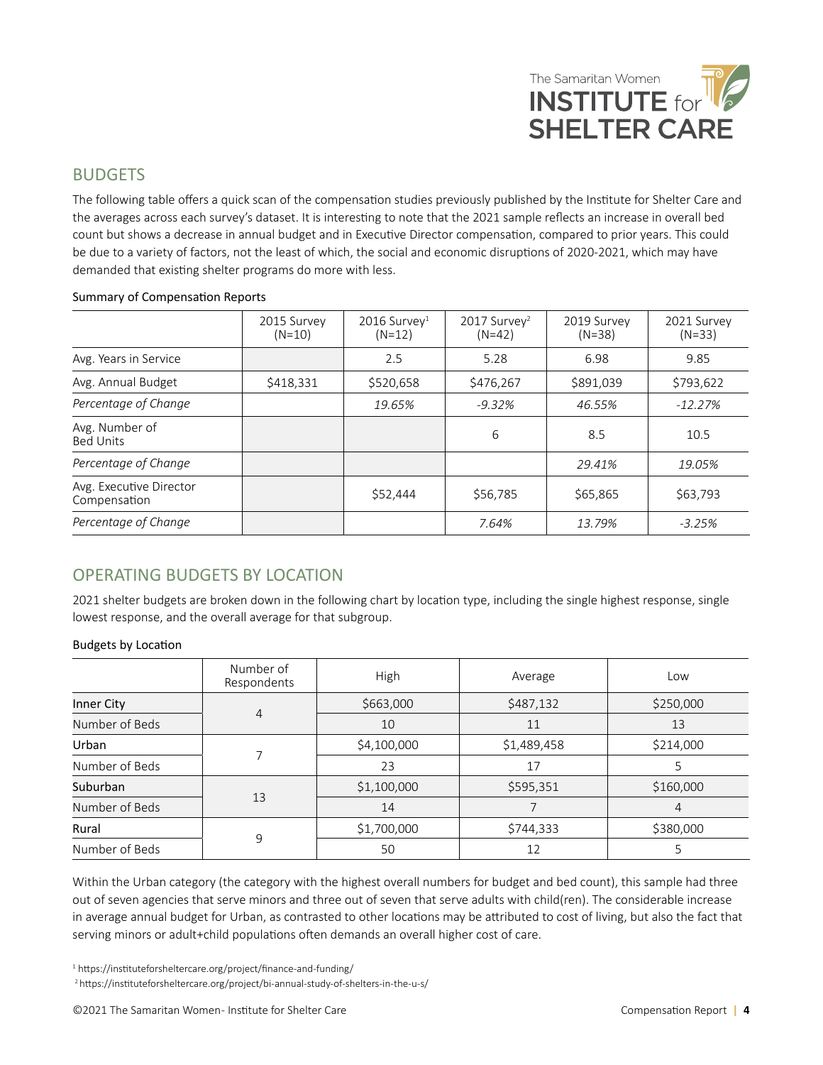## BUDGETS

The following table offers a quick scan of the compensation studies previously published by the Institute for Shelter Care and the averages across each survey's dataset. It is interesting to note that the 2021 sample reflects an increase in overall bed count but shows a decrease in annual budget and in Executive Director compensation, compared to prior years. This could be due to a variety of factors, not the least of which, the social and economic disruptions of 2020-2021, which may have demanded that existing shelter programs do more with less.

Summary of Compensation Reports

| | 2015 Survey (N=10) | 2016 Survey[1] (N=12) | 2017 Survey[2] (N=42) | 2019 Survey (N=38) | 2021 Survey (N=33) |
|---|---|---|---|---|---|
| Avg. Years in Service | | 2.5 | 5.28 | 6.98 | 9.85 |
| Avg. Annual Budget | $418,331 | $520,658 | $476,267 | $891,039 | $793,622 |
| *Percentage of Change* | | *19.65%* | *-9.32%* | *46.55%* | *-12.27%* |
| Avg. Number of Bed Units | | | 6 | 8.5 | 10.5 |
| *Percentage of Change* | | | | *29.41%* | *19.05%* |
| Avg. Executive Director Compensation | | $52,444 | $56,785 | $65,865 | $63,793 |
| *Percentage of Change* | | | *7.64%* | *13.79%* | *-3.25%* |

## OPERATING BUDGETS BY LOCATION

2021 shelter budgets are broken down in the following chart by location type, including the single highest response, single lowest response, and the overall average for that subgroup.

Budgets by Location

| | Number of Respondents | High | Average | Low |
|---|---|---|---|---|
| Inner City | 4 | $663,000 | $487,132 | $250,000 |
| Number of Beds | | 10 | 11 | 13 |
| Urban | 7 | $4,100,000 | $1,489,458 | $214,000 |
| Number of Beds | | 23 | 17 | 5 |
| Suburban | 13 | $1,100,000 | $595,351 | $160,000 |
| Number of Beds | | 14 | 7 | 4 |
| Rural | 9 | $1,700,000 | $744,333 | $380,000 |
| Number of Beds | | 50 | 12 | 5 |

Within the Urban category (the category with the highest overall numbers for budget and bed count), this sample had three out of seven agencies that serve minors and three out of seven that serve adults with child(ren). The considerable increase in average annual budget for Urban, as contrasted to other locations may be attributed to cost of living, but also the fact that serving minors or adult+child populations often demands an overall higher cost of care.

[1] https://instituteforsheltercare.org/project/finance-and-funding/

[2] https://instituteforsheltercare.org/project/bi-annual-study-of-shelters-in-the-u-s/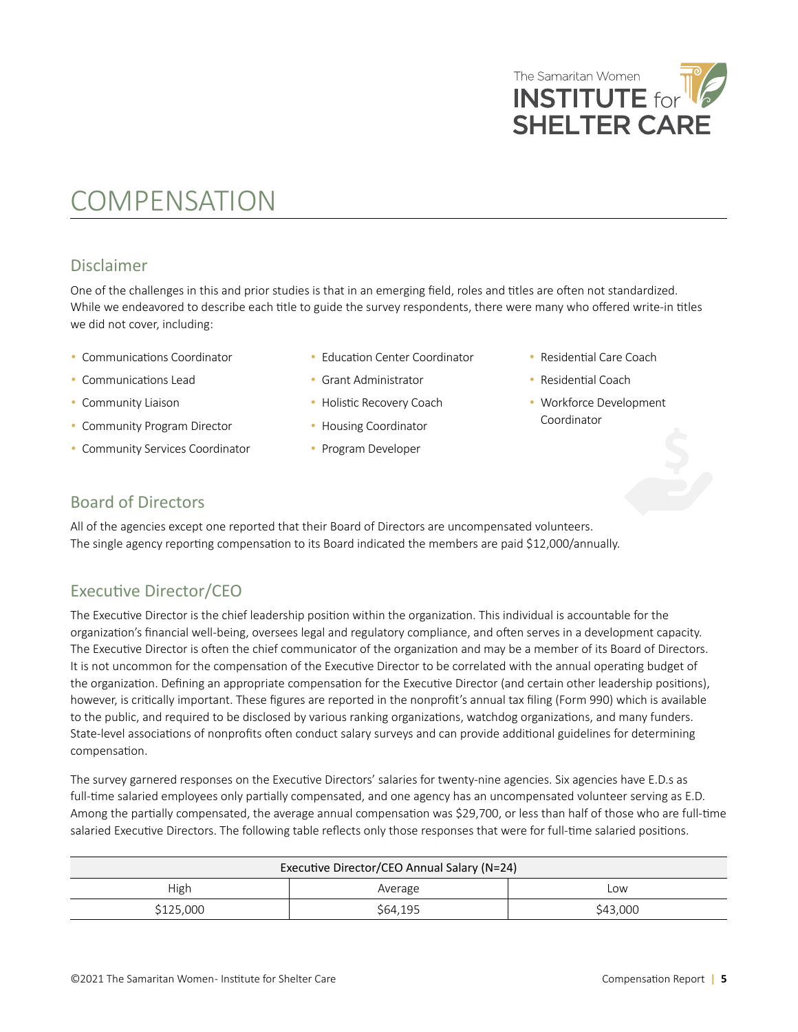# COMPENSATION

## Disclaimer

One of the challenges in this and prior studies is that in an emerging field, roles and titles are often not standardized. While we endeavored to describe each title to guide the survey respondents, there were many who offered write-in titles we did not cover, including:

- Communications Coordinator
- Communications Lead
- Community Liaison
- Community Program Director
- Community Services Coordinator
- Education Center Coordinator
- Grant Administrator
- Holistic Recovery Coach
- Housing Coordinator
- Program Developer
- Residential Care Coach
- Residential Coach
- Workforce Development Coordinator

## Board of Directors

All of the agencies except one reported that their Board of Directors are uncompensated volunteers. The single agency reporting compensation to its Board indicated the members are paid $12,000/annually.

## Executive Director/CEO

The Executive Director is the chief leadership position within the organization. This individual is accountable for the organization's financial well-being, oversees legal and regulatory compliance, and often serves in a development capacity. The Executive Director is often the chief communicator of the organization and may be a member of its Board of Directors. It is not uncommon for the compensation of the Executive Director to be correlated with the annual operating budget of the organization. Defining an appropriate compensation for the Executive Director (and certain other leadership positions), however, is critically important. These figures are reported in the nonprofit's annual tax filing (Form 990) which is available to the public, and required to be disclosed by various ranking organizations, watchdog organizations, and many funders. State-level associations of nonprofits often conduct salary surveys and can provide additional guidelines for determining compensation.

The survey garnered responses on the Executive Directors' salaries for twenty-nine agencies. Six agencies have E.D.s as full-time salaried employees only partially compensated, and one agency has an uncompensated volunteer serving as E.D. Among the partially compensated, the average annual compensation was $29,700, or less than half of those who are full-time salaried Executive Directors. The following table reflects only those responses that were for full-time salaried positions.

| Executive Director/CEO Annual Salary (N=24) | | |
|---|---|---|
| High | Average | Low |
| $125,000 | $64,195 | $43,000 |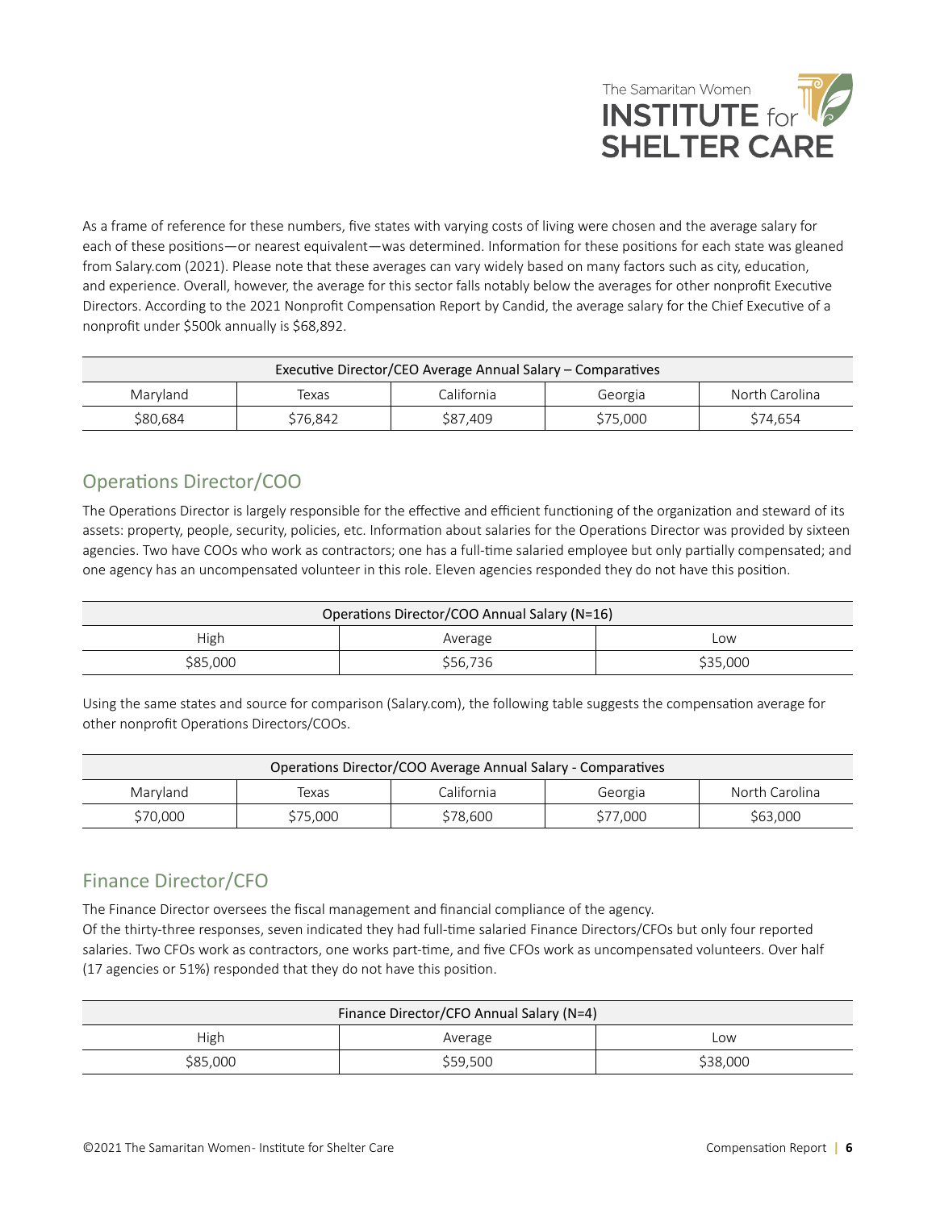As a frame of reference for these numbers, five states with varying costs of living were chosen and the average salary for each of these positions—or nearest equivalent—was determined. Information for these positions for each state was gleaned from Salary.com (2021). Please note that these averages can vary widely based on many factors such as city, education, and experience. Overall, however, the average for this sector falls notably below the averages for other nonprofit Executive Directors. According to the 2021 Nonprofit Compensation Report by Candid, the average salary for the Chief Executive of a nonprofit under $500k annually is $68,892.

| Executive Director/CEO Average Annual Salary – Comparatives | | | | |
|---|---|---|---|---|
| Maryland | Texas | California | Georgia | North Carolina |
| $80,684 | $76,842 | $87,409 | $75,000 | $74,654 |

## Operations Director/COO

The Operations Director is largely responsible for the effective and efficient functioning of the organization and steward of its assets: property, people, security, policies, etc. Information about salaries for the Operations Director was provided by sixteen agencies. Two have COOs who work as contractors; one has a full-time salaried employee but only partially compensated; and one agency has an uncompensated volunteer in this role. Eleven agencies responded they do not have this position.

| Operations Director/COO Annual Salary (N=16) | | |
|---|---|---|
| High | Average | Low |
| $85,000 | $56,736 | $35,000 |

Using the same states and source for comparison (Salary.com), the following table suggests the compensation average for other nonprofit Operations Directors/COOs.

| Operations Director/COO Average Annual Salary - Comparatives | | | | |
|---|---|---|---|---|
| Maryland | Texas | California | Georgia | North Carolina |
| $70,000 | $75,000 | $78,600 | $77,000 | $63,000 |

## Finance Director/CFO

The Finance Director oversees the fiscal management and financial compliance of the agency.
Of the thirty-three responses, seven indicated they had full-time salaried Finance Directors/CFOs but only four reported salaries. Two CFOs work as contractors, one works part-time, and five CFOs work as uncompensated volunteers. Over half (17 agencies or 51%) responded that they do not have this position.

| Finance Director/CFO Annual Salary (N=4) | | |
|---|---|---|
| High | Average | Low |
| $85,000 | $59,500 | $38,000 |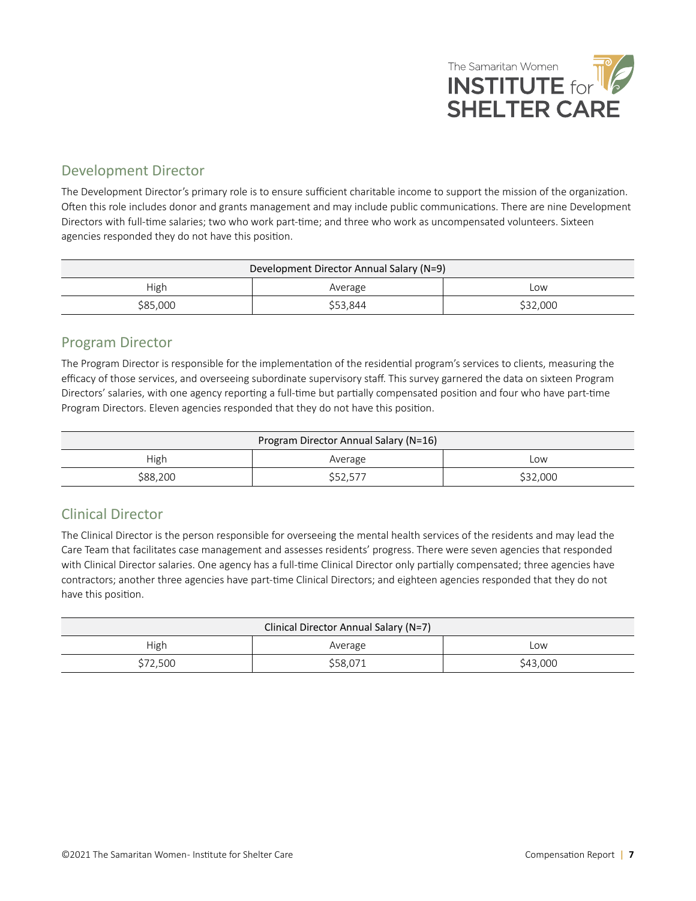## Development Director

The Development Director's primary role is to ensure sufficient charitable income to support the mission of the organization. Often this role includes donor and grants management and may include public communications. There are nine Development Directors with full-time salaries; two who work part-time; and three who work as uncompensated volunteers. Sixteen agencies responded they do not have this position.

| Development Director Annual Salary (N=9) | | |
|---|---|---|
| High | Average | Low |
| $85,000 | $53,844 | $32,000 |

## Program Director

The Program Director is responsible for the implementation of the residential program's services to clients, measuring the efficacy of those services, and overseeing subordinate supervisory staff. This survey garnered the data on sixteen Program Directors' salaries, with one agency reporting a full-time but partially compensated position and four who have part-time Program Directors. Eleven agencies responded that they do not have this position.

| Program Director Annual Salary (N=16) | | |
|---|---|---|
| High | Average | Low |
| $88,200 | $52,577 | $32,000 |

## Clinical Director

The Clinical Director is the person responsible for overseeing the mental health services of the residents and may lead the Care Team that facilitates case management and assesses residents' progress. There were seven agencies that responded with Clinical Director salaries. One agency has a full-time Clinical Director only partially compensated; three agencies have contractors; another three agencies have part-time Clinical Directors; and eighteen agencies responded that they do not have this position.

| Clinical Director Annual Salary (N=7) | | |
|---|---|---|
| High | Average | Low |
| $72,500 | $58,071 | $43,000 |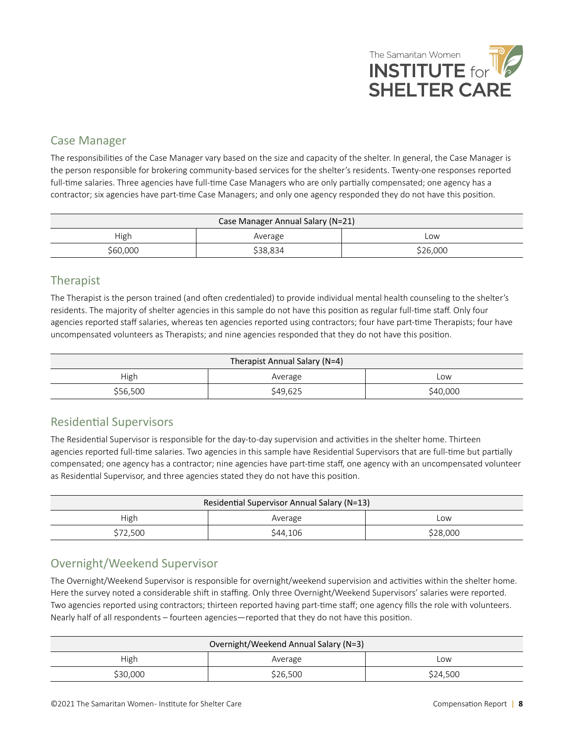## Case Manager

The responsibilities of the Case Manager vary based on the size and capacity of the shelter. In general, the Case Manager is the person responsible for brokering community-based services for the shelter's residents. Twenty-one responses reported full-time salaries. Three agencies have full-time Case Managers who are only partially compensated; one agency has a contractor; six agencies have part-time Case Managers; and only one agency responded they do not have this position.

| Case Manager Annual Salary (N=21) | | |
|---|---|---|
| High | Average | Low |
| $60,000 | $38,834 | $26,000 |

## Therapist

The Therapist is the person trained (and often credentialed) to provide individual mental health counseling to the shelter's residents. The majority of shelter agencies in this sample do not have this position as regular full-time staff. Only four agencies reported staff salaries, whereas ten agencies reported using contractors; four have part-time Therapists; four have uncompensated volunteers as Therapists; and nine agencies responded that they do not have this position.

| Therapist Annual Salary (N=4) | | |
|---|---|---|
| High | Average | Low |
| $56,500 | $49,625 | $40,000 |

## Residential Supervisors

The Residential Supervisor is responsible for the day-to-day supervision and activities in the shelter home. Thirteen agencies reported full-time salaries. Two agencies in this sample have Residential Supervisors that are full-time but partially compensated; one agency has a contractor; nine agencies have part-time staff, one agency with an uncompensated volunteer as Residential Supervisor, and three agencies stated they do not have this position.

| Residential Supervisor Annual Salary (N=13) | | |
|---|---|---|
| High | Average | Low |
| $72,500 | $44,106 | $28,000 |

## Overnight/Weekend Supervisor

The Overnight/Weekend Supervisor is responsible for overnight/weekend supervision and activities within the shelter home. Here the survey noted a considerable shift in staffing. Only three Overnight/Weekend Supervisors' salaries were reported. Two agencies reported using contractors; thirteen reported having part-time staff; one agency fills the role with volunteers. Nearly half of all respondents – fourteen agencies—reported that they do not have this position.

| Overnight/Weekend Annual Salary (N=3) | | |
|---|---|---|
| High | Average | Low |
| $30,000 | $26,500 | $24,500 |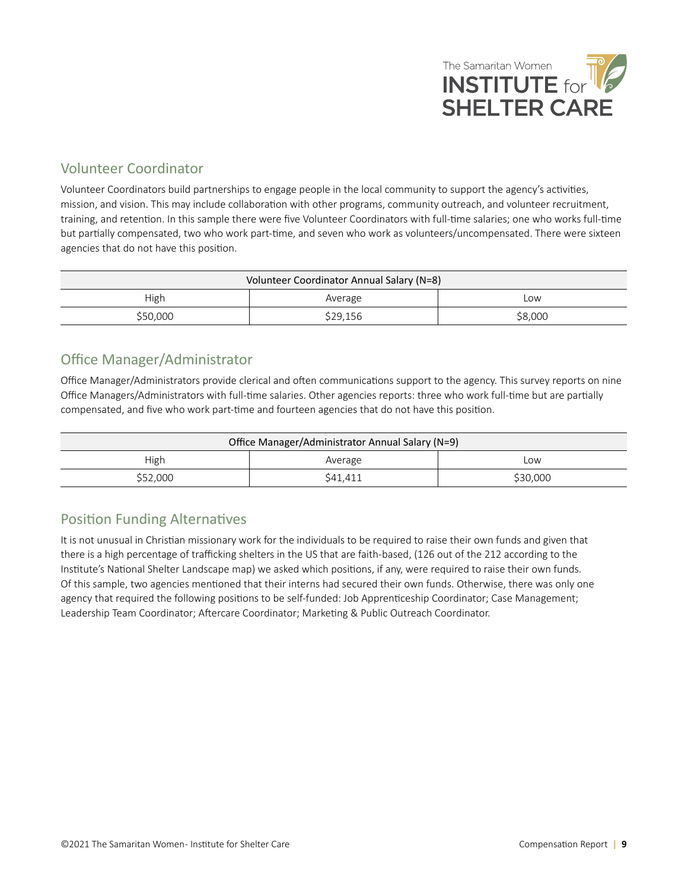## Volunteer Coordinator

Volunteer Coordinators build partnerships to engage people in the local community to support the agency's activities, mission, and vision. This may include collaboration with other programs, community outreach, and volunteer recruitment, training, and retention. In this sample there were five Volunteer Coordinators with full-time salaries; one who works full-time but partially compensated, two who work part-time, and seven who work as volunteers/uncompensated. There were sixteen agencies that do not have this position.

| Volunteer Coordinator Annual Salary (N=8) | | |
|---|---|---|
| High | Average | Low |
| $50,000 | $29,156 | $8,000 |

## Office Manager/Administrator

Office Manager/Administrators provide clerical and often communications support to the agency. This survey reports on nine Office Managers/Administrators with full-time salaries. Other agencies reports: three who work full-time but are partially compensated, and five who work part-time and fourteen agencies that do not have this position.

| Office Manager/Administrator Annual Salary (N=9) | | |
|---|---|---|
| High | Average | Low |
| $52,000 | $41,411 | $30,000 |

## Position Funding Alternatives

It is not unusual in Christian missionary work for the individuals to be required to raise their own funds and given that there is a high percentage of trafficking shelters in the US that are faith-based, (126 out of the 212 according to the Institute's National Shelter Landscape map) we asked which positions, if any, were required to raise their own funds. Of this sample, two agencies mentioned that their interns had secured their own funds. Otherwise, there was only one agency that required the following positions to be self-funded: Job Apprenticeship Coordinator; Case Management; Leadership Team Coordinator; Aftercare Coordinator; Marketing & Public Outreach Coordinator.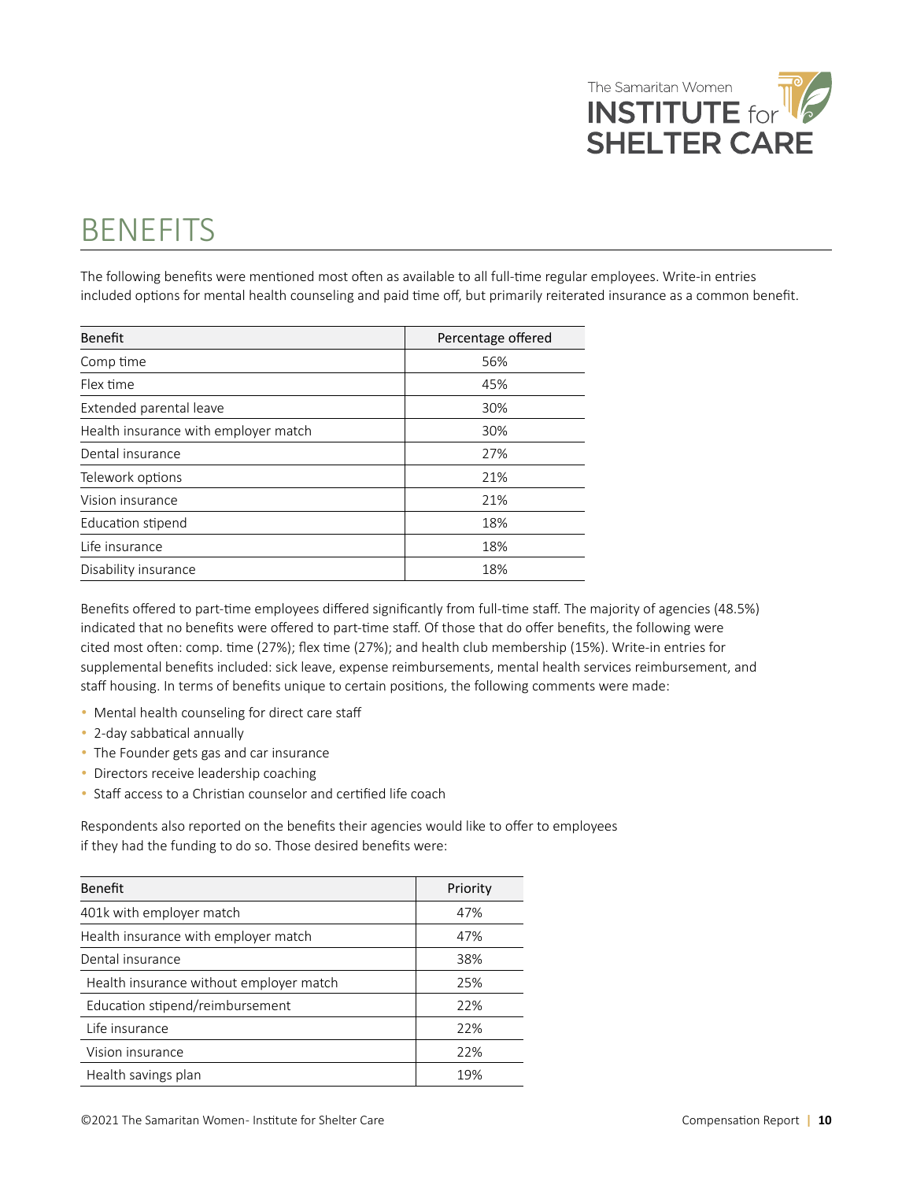# BENEFITS

The following benefits were mentioned most often as available to all full-time regular employees. Write-in entries included options for mental health counseling and paid time off, but primarily reiterated insurance as a common benefit.

| Benefit | Percentage offered |
|---|---|
| Comp time | 56% |
| Flex time | 45% |
| Extended parental leave | 30% |
| Health insurance with employer match | 30% |
| Dental insurance | 27% |
| Telework options | 21% |
| Vision insurance | 21% |
| Education stipend | 18% |
| Life insurance | 18% |
| Disability insurance | 18% |

Benefits offered to part-time employees differed significantly from full-time staff. The majority of agencies (48.5%) indicated that no benefits were offered to part-time staff. Of those that do offer benefits, the following were cited most often: comp. time (27%); flex time (27%); and health club membership (15%). Write-in entries for supplemental benefits included: sick leave, expense reimbursements, mental health services reimbursement, and staff housing. In terms of benefits unique to certain positions, the following comments were made:

- Mental health counseling for direct care staff
- 2-day sabbatical annually
- The Founder gets gas and car insurance
- Directors receive leadership coaching
- Staff access to a Christian counselor and certified life coach

Respondents also reported on the benefits their agencies would like to offer to employees if they had the funding to do so. Those desired benefits were:

| Benefit | Priority |
|---|---|
| 401k with employer match | 47% |
| Health insurance with employer match | 47% |
| Dental insurance | 38% |
| Health insurance without employer match | 25% |
| Education stipend/reimbursement | 22% |
| Life insurance | 22% |
| Vision insurance | 22% |
| Health savings plan | 19% |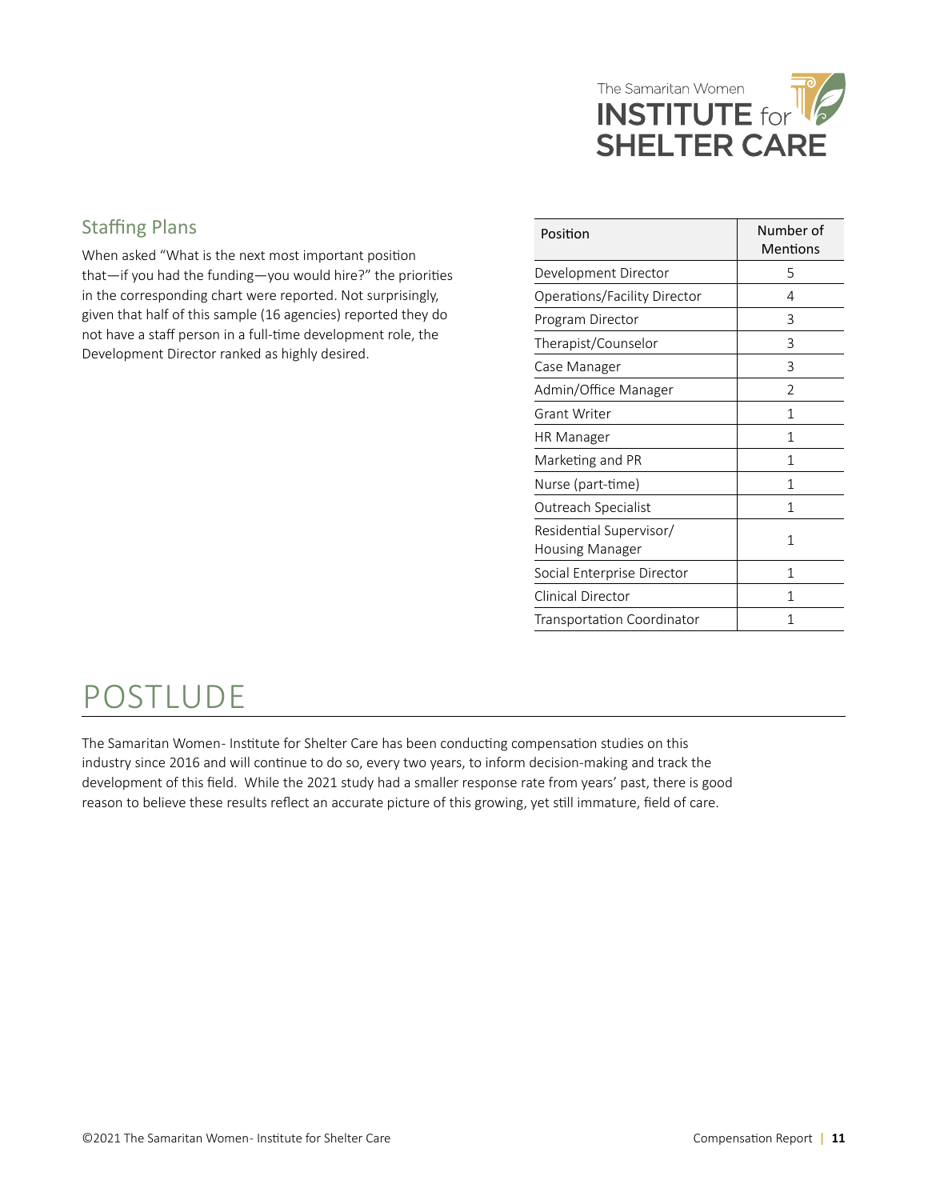## Staffing Plans

When asked "What is the next most important position that—if you had the funding—you would hire?" the priorities in the corresponding chart were reported. Not surprisingly, given that half of this sample (16 agencies) reported they do not have a staff person in a full-time development role, the Development Director ranked as highly desired.

| Position | Number of Mentions |
|---|---|
| Development Director | 5 |
| Operations/Facility Director | 4 |
| Program Director | 3 |
| Therapist/Counselor | 3 |
| Case Manager | 3 |
| Admin/Office Manager | 2 |
| Grant Writer | 1 |
| HR Manager | 1 |
| Marketing and PR | 1 |
| Nurse (part-time) | 1 |
| Outreach Specialist | 1 |
| Residential Supervisor/ Housing Manager | 1 |
| Social Enterprise Director | 1 |
| Clinical Director | 1 |
| Transportation Coordinator | 1 |

# POSTLUDE

The Samaritan Women- Institute for Shelter Care has been conducting compensation studies on this industry since 2016 and will continue to do so, every two years, to inform decision-making and track the development of this field. While the 2021 study had a smaller response rate from years' past, there is good reason to believe these results reflect an accurate picture of this growing, yet still immature, field of care.